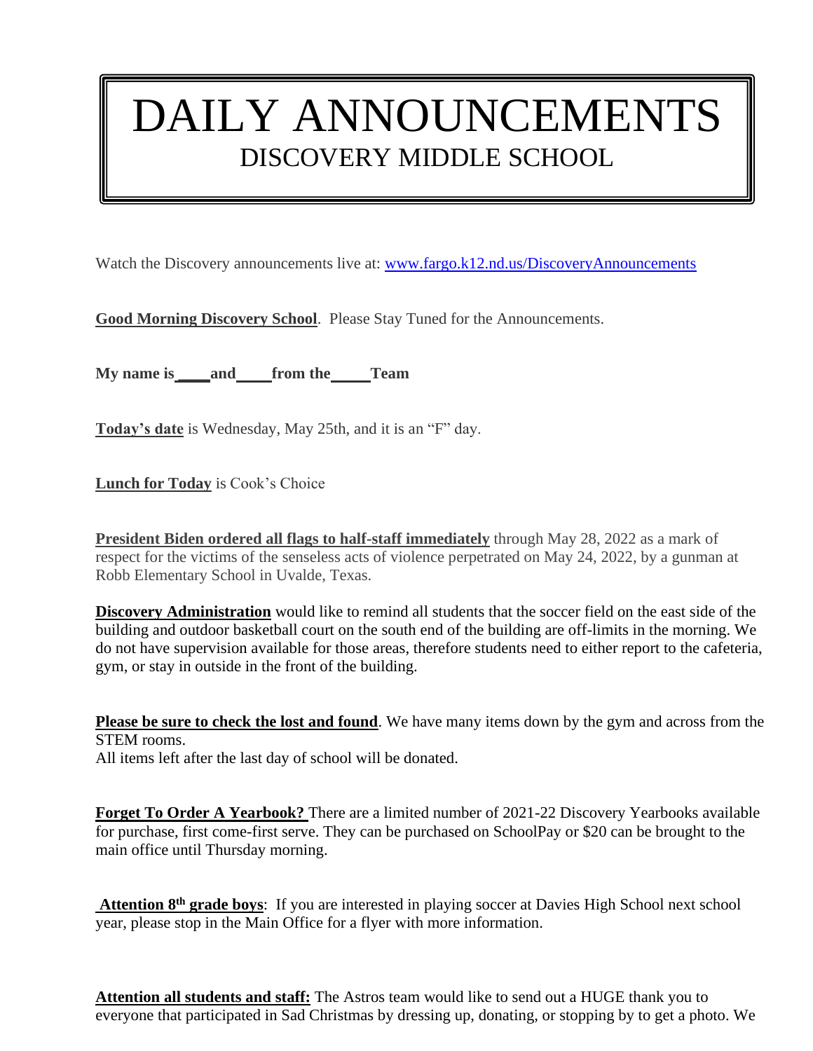# DAILY ANNOUNCEMENTS
## DISCOVERY MIDDLE SCHOOL

Watch the Discovery announcements live at: [www.fargo.k12.nd.us/DiscoveryAnnouncements](http://www.fargo.k12.nd.us/DiscoveryAnnouncements)

**Good Morning Discovery School**. Please Stay Tuned for the Announcements.

**My name is ____ and ____ from the _____ Team**

**Today's date** is Wednesday, May 25th, and it is an "F" day.

**Lunch for Today** is Cook's Choice

**President Biden ordered all flags to half-staff immediately** through May 28, 2022 as a mark of respect for the victims of the senseless acts of violence perpetrated on May 24, 2022, by a gunman at Robb Elementary School in Uvalde, Texas.

**Discovery Administration** would like to remind all students that the soccer field on the east side of the building and outdoor basketball court on the south end of the building are off-limits in the morning. We do not have supervision available for those areas, therefore students need to either report to the cafeteria, gym, or stay in outside in the front of the building.

**Please be sure to check the lost and found**. We have many items down by the gym and across from the STEM rooms.
All items left after the last day of school will be donated.

**Forget To Order A Yearbook?** There are a limited number of 2021-22 Discovery Yearbooks available for purchase, first come-first serve. They can be purchased on SchoolPay or $20 can be brought to the main office until Thursday morning.

**Attention 8th grade boys**: If you are interested in playing soccer at Davies High School next school year, please stop in the Main Office for a flyer with more information.

**Attention all students and staff:** The Astros team would like to send out a HUGE thank you to everyone that participated in Sad Christmas by dressing up, donating, or stopping by to get a photo. We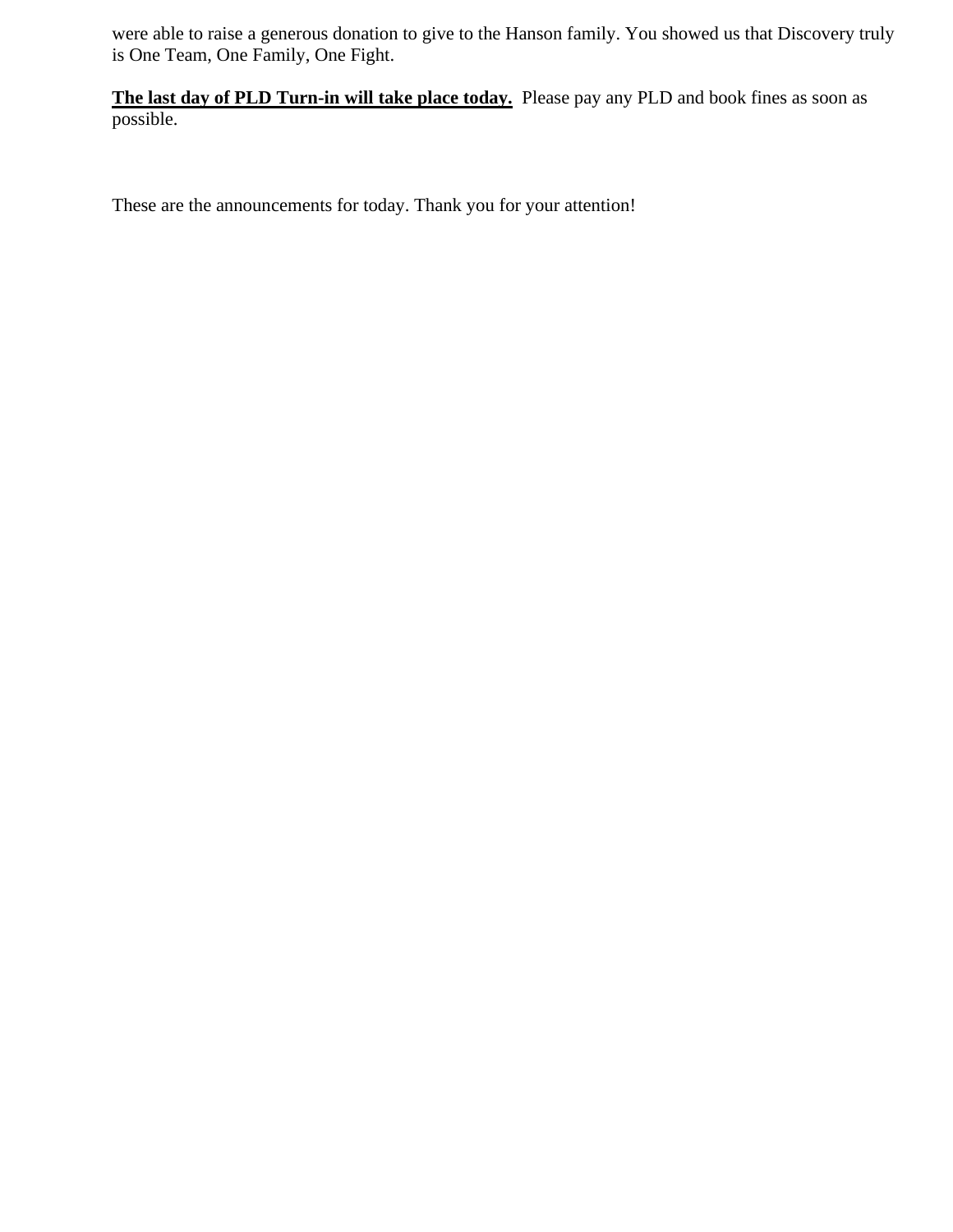were able to raise a generous donation to give to the Hanson family. You showed us that Discovery truly is One Team, One Family, One Fight.

**<u>The last day of PLD Turn-in will take place today.</u>** Please pay any PLD and book fines as soon as possible.

These are the announcements for today. Thank you for your attention!